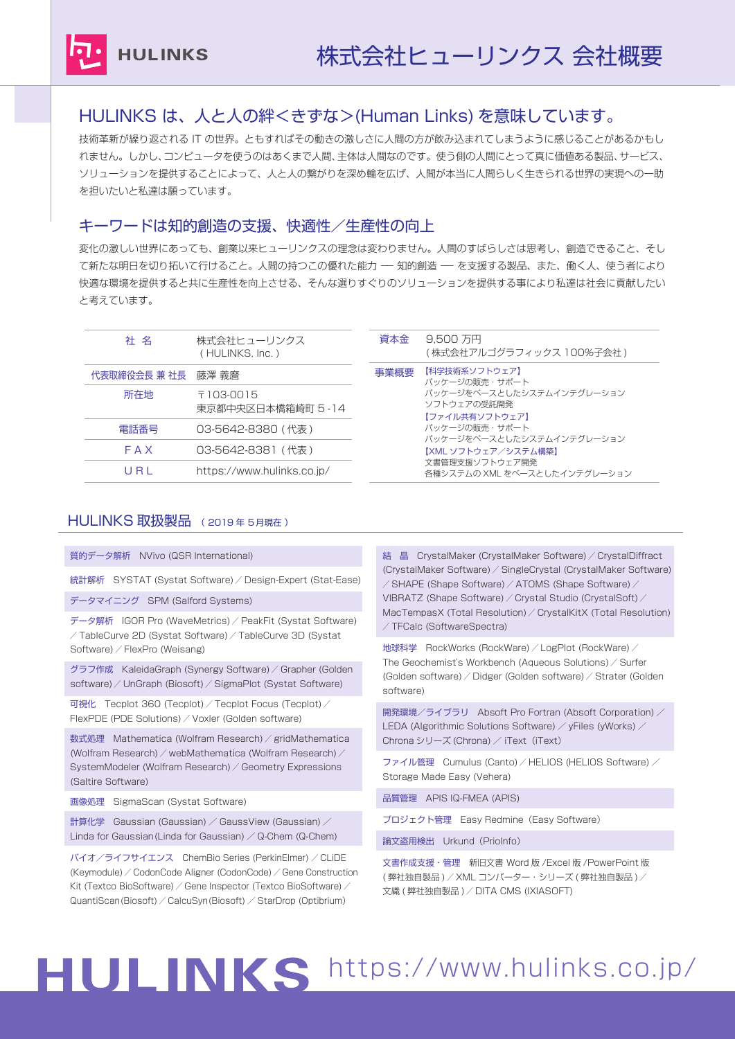HULINKS

# 株式会社ヒューリンクス 会社概要

## HULINKS は、人と人の絆<きずな>(Human Links) を意味しています。

技術革新が繰り返される IT の世界。ともすればその動きの激しさに人間の方が飲み込まれてしまうように感じることがあるかもしれません。しかし、コンピュータを使うのはあくまで人間、主体は人間なのです。使う側の人間にとって真に価値ある製品、サービス、ソリューションを提供することによって、人と人の繋がりを深め輪を広げ、人間が本当に人間らしく生きられる世界の実現への一助を担いたいと私達は願っています。

## キーワードは知的創造の支援、快適性／生産性の向上

変化の激しい世界にあっても、創業以来ヒューリンクスの理念は変わりません。人間のすばらしさは思考し、創造できること、そして新たな明日を切り拓いて行けること。人間の持つこの優れた能力 ── 知的創造 ── を支援する製品、また、働く人、使う者により快適な環境を提供すると共に生産性を向上させる、そんな選りすぐりのソリューションを提供する事により私達は社会に貢献したいと考えています。

| 社 名 | 株式会社ヒューリンクス ( HULINKS, Inc. ) |
|---|---|
| 代表取締役会長 兼 社長 | 藤澤 義磨 |
| 所在地 | 〒103-0015 東京都中央区日本橋箱崎町 5 -14 |
| 電話番号 | 03-5642-8380 ( 代表 ) |
| F A X | 03-5642-8381 ( 代表 ) |
| U R L | https://www.hulinks.co.jp/ |

| 資本金 | 9,500 万円 ( 株式会社アルゴグラフィックス 100%子会社 ) |
|---|---|
| 事業概要 | 【科学技術系ソフトウェア】 パッケージの販売・サポート パッケージをベースとしたシステムインテグレーション ソフトウェアの受託開発 【ファイル共有ソフトウェア】 パッケージの販売・サポート パッケージをベースとしたシステムインテグレーション 【XML ソフトウェア／システム構築】 文書管理支援ソフトウェア開発 各種システムの XML をベースとしたインテグレーション |

## HULINKS 取扱製品 ( 2019 年 5 月現在 )

- **質的データ解析** NVivo (QSR International)
- **統計解析** SYSTAT (Systat Software) ／ Design-Expert (Stat-Ease)
- **データマイニング** SPM (Salford Systems)
- **データ解析** IGOR Pro (WaveMetrics) ／ PeakFit (Systat Software) ／ TableCurve 2D (Systat Software) ／ TableCurve 3D (Systat Software) ／ FlexPro (Weisang)
- **グラフ作成** KaleidaGraph (Synergy Software) ／ Grapher (Golden software) ／ UnGraph (Biosoft) ／ SigmaPlot (Systat Software)
- **可視化** Tecplot 360 (Tecplot) ／ Tecplot Focus (Tecplot) ／ FlexPDE (PDE Solutions) ／ Voxler (Golden software)
- **数式処理** Mathematica (Wolfram Research) ／ gridMathematica (Wolfram Research) ／ webMathematica (Wolfram Research) ／ SystemModeler (Wolfram Research) ／ Geometry Expressions (Saltire Software)
- **画像処理** SigmaScan (Systat Software)
- **計算化学** Gaussian (Gaussian) ／ GaussView (Gaussian) ／ Linda for Gaussian (Linda for Gaussian) ／ Q-Chem (Q-Chem)
- **バイオ／ライフサイエンス** ChemBio Series (PerkinElmer) ／ CLiDE (Keymodule) ／ CodonCode Aligner (CodonCode) ／ Gene Construction Kit (Textco BioSoftware) ／ Gene Inspector (Textco BioSoftware) ／ QuantiScan (Biosoft) ／ CalcuSyn (Biosoft) ／ StarDrop (Optibrium)
- **結 晶** CrystalMaker (CrystalMaker Software) ／ CrystalDiffract (CrystalMaker Software) ／ SingleCrystal (CrystalMaker Software) ／ SHAPE (Shape Software) ／ ATOMS (Shape Software) ／ VIBRATZ (Shape Software) ／ Crystal Studio (CrystalSoft) ／ MacTempasX (Total Resolution) ／ CrystalKitX (Total Resolution) ／ TFCalc (SoftwareSpectra)
- **地球科学** RockWorks (RockWare) ／ LogPlot (RockWare) ／ The Geochemist's Workbench (Aqueous Solutions) ／ Surfer (Golden software) ／ Didger (Golden software) ／ Strater (Golden software)
- **開発環境／ライブラリ** Absoft Pro Fortran (Absoft Corporation) ／ LEDA (Algorithmic Solutions Software) ／ yFiles (yWorks) ／ Chrona シリーズ (Chrona) ／ iText (iText)
- **ファイル管理** Cumulus (Canto) ／ HELIOS (HELIOS Software) ／ Storage Made Easy (Vehera)
- **品質管理** APIS IQ-FMEA (APIS)
- **プロジェクト管理** Easy Redmine (Easy Software)
- **論文盗用検出** Urkund (PrioInfo)
- **文書作成支援・管理** 新旧文書 Word 版 /Excel 版 /PowerPoint 版 ( 弊社独自製品 ) ／ XML コンバーター・シリーズ ( 弊社独自製品 ) ／ 文織 ( 弊社独自製品 ) ／ DITA CMS (IXIASOFT)

HULINKS https://www.hulinks.co.jp/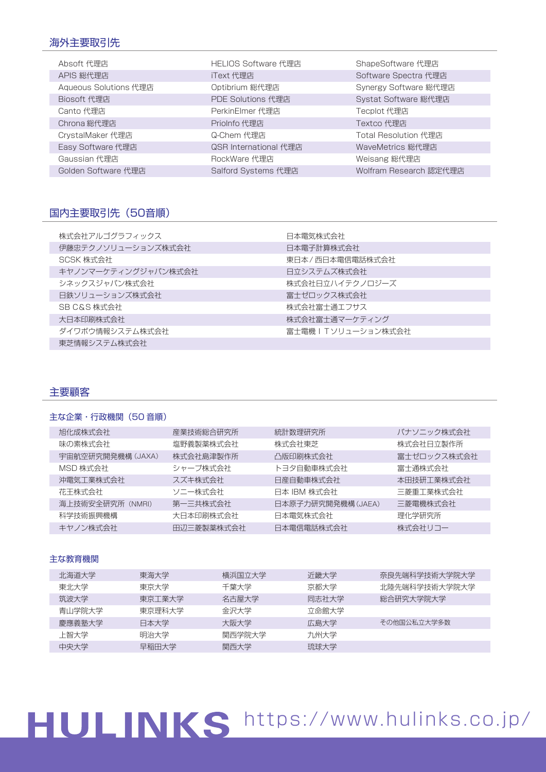## 海外主要取引先

| | | |
|---|---|---|
| Absoft 代理店 | HELIOS Software 代理店 | ShapeSoftware 代理店 |
| APIS 総代理店 | iText 代理店 | Software Spectra 代理店 |
| Aqueous Solutions 代理店 | Optibrium 総代理店 | Synergy Software 総代理店 |
| Biosoft 代理店 | PDE Solutions 代理店 | Systat Software 総代理店 |
| Canto 代理店 | PerkinElmer 代理店 | Tecplot 代理店 |
| Chrona 総代理店 | PrioInfo 代理店 | Textco 代理店 |
| CrystalMaker 代理店 | Q-Chem 代理店 | Total Resolution 代理店 |
| Easy Software 代理店 | QSR International 代理店 | WaveMetrics 総代理店 |
| Gaussian 代理店 | RockWare 代理店 | Weisang 総代理店 |
| Golden Software 代理店 | Salford Systems 代理店 | Wolfram Research 認定代理店 |

## 国内主要取引先（50音順）

| | |
|---|---|
| 株式会社アルゴグラフィックス | 日本電気株式会社 |
| 伊藤忠テクノソリューションズ株式会社 | 日本電子計算株式会社 |
| SCSK 株式会社 | 東日本 / 西日本電信電話株式会社 |
| キヤノンマーケティングジャパン株式会社 | 日立システムズ株式会社 |
| シネックスジャパン株式会社 | 株式会社日立ハイテクノロジーズ |
| 日鉄ソリューションズ株式会社 | 富士ゼロックス株式会社 |
| SB C&S 株式会社 | 株式会社富士通エフサス |
| 大日本印刷株式会社 | 株式会社富士通マーケティング |
| ダイワボウ情報システム株式会社 | 富士電機ＩＴソリューション株式会社 |
| 東芝情報システム株式会社 | |

## 主要顧客

### 主な企業・行政機関（50 音順）

| | | | |
|---|---|---|---|
| 旭化成株式会社 | 産業技術総合研究所 | 統計数理研究所 | パナソニック株式会社 |
| 味の素株式会社 | 塩野義製薬株式会社 | 株式会社東芝 | 株式会社日立製作所 |
| 宇宙航空研究開発機構（JAXA） | 株式会社島津製作所 | 凸版印刷株式会社 | 富士ゼロックス株式会社 |
| MSD 株式会社 | シャープ株式会社 | トヨタ自動車株式会社 | 富士通株式会社 |
| 沖電気工業株式会社 | スズキ株式会社 | 日産自動車株式会社 | 本田技研工業株式会社 |
| 花王株式会社 | ソニー株式会社 | 日本 IBM 株式会社 | 三菱重工業株式会社 |
| 海上技術安全研究所（NMRI） | 第一三共株式会社 | 日本原子力研究開発機構（JAEA） | 三菱電機株式会社 |
| 科学技術振興機構 | 大日本印刷株式会社 | 日本電気株式会社 | 理化学研究所 |
| キヤノン株式会社 | 田辺三菱製薬株式会社 | 日本電信電話株式会社 | 株式会社リコー |

### 主な教育機関

| | | | | |
|---|---|---|---|---|
| 北海道大学 | 東海大学 | 横浜国立大学 | 近畿大学 | 奈良先端科学技術大学院大学 |
| 東北大学 | 東京大学 | 千葉大学 | 京都大学 | 北陸先端科学技術大学院大学 |
| 筑波大学 | 東京工業大学 | 名古屋大学 | 同志社大学 | 総合研究大学院大学 |
| 青山学院大学 | 東京理科大学 | 金沢大学 | 立命館大学 | |
| 慶應義塾大学 | 日本大学 | 大阪大学 | 広島大学 | その他国公私立大学多数 |
| 上智大学 | 明治大学 | 関西学院大学 | 九州大学 | |
| 中央大学 | 早稲田大学 | 関西大学 | 琉球大学 | |

**HULINKS** https://www.hulinks.co.jp/